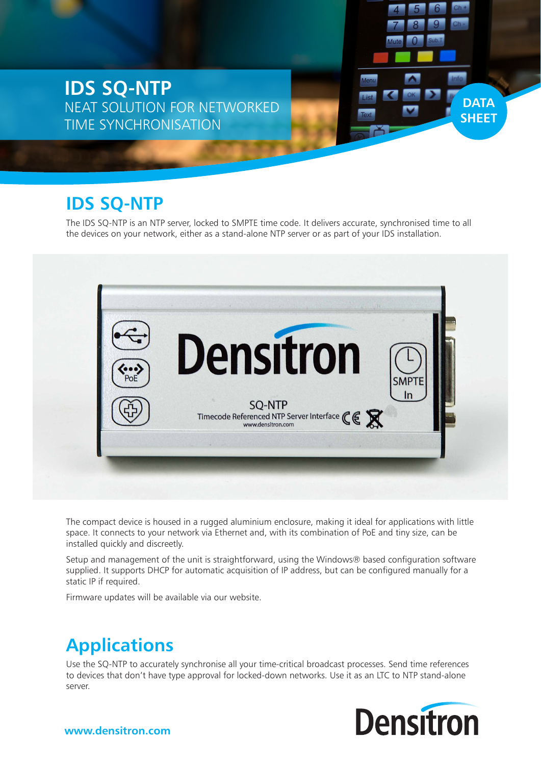# IDS SQ-NTP

NEAT SOLUTION FOR NETWORKED TIME SYNCHRONISATION

DATA SHEET

## IDS SQ-NTP

The IDS SQ-NTP is an NTP server, locked to SMPTE time code. It delivers accurate, synchronised time to all the devices on your network, either as a stand-alone NTP server or as part of your IDS installation.

The compact device is housed in a rugged aluminium enclosure, making it ideal for applications with little space. It connects to your network via Ethernet and, with its combination of PoE and tiny size, can be installed quickly and discreetly.

Setup and management of the unit is straightforward, using the Windows® based configuration software supplied. It supports DHCP for automatic acquisition of IP address, but can be configured manually for a static IP if required.

Firmware updates will be available via our website.

## Applications

Use the SQ-NTP to accurately synchronise all your time-critical broadcast processes. Send time references to devices that don't have type approval for locked-down networks. Use it as an LTC to NTP stand-alone server.

www.densitron.com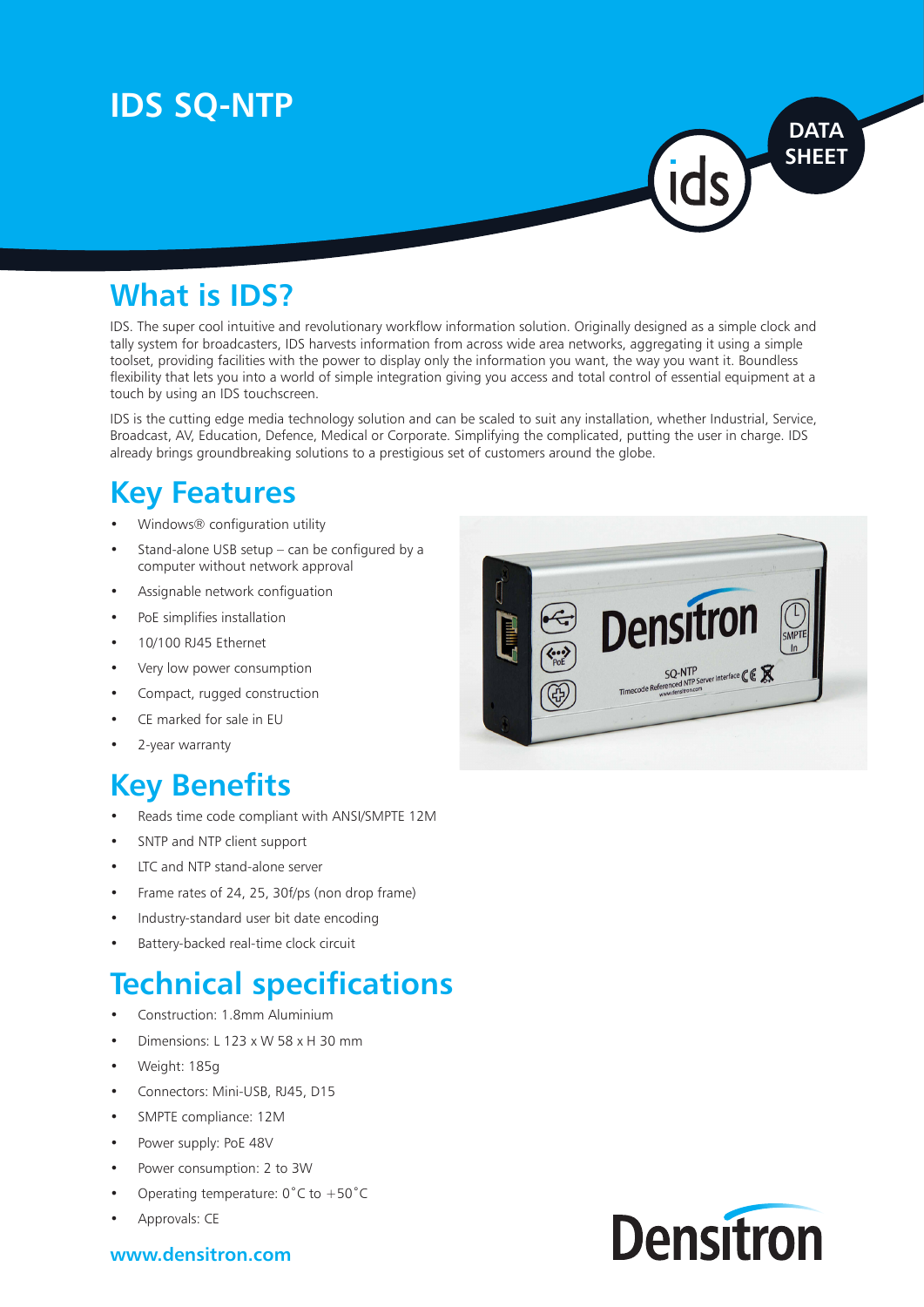# IDS SQ-NTP

DATA SHEET

## What is IDS?

IDS. The super cool intuitive and revolutionary workflow information solution. Originally designed as a simple clock and tally system for broadcasters, IDS harvests information from across wide area networks, aggregating it using a simple toolset, providing facilities with the power to display only the information you want, the way you want it. Boundless flexibility that lets you into a world of simple integration giving you access and total control of essential equipment at a touch by using an IDS touchscreen.

IDS is the cutting edge media technology solution and can be scaled to suit any installation, whether Industrial, Service, Broadcast, AV, Education, Defence, Medical or Corporate. Simplifying the complicated, putting the user in charge. IDS already brings groundbreaking solutions to a prestigious set of customers around the globe.

## Key Features

- Windows® configuration utility
- Stand-alone USB setup – can be configured by a computer without network approval
- Assignable network configuation
- PoE simplifies installation
- 10/100 RJ45 Ethernet
- Very low power consumption
- Compact, rugged construction
- CE marked for sale in EU
- 2-year warranty

## Key Benefits

- Reads time code compliant with ANSI/SMPTE 12M
- SNTP and NTP client support
- LTC and NTP stand-alone server
- Frame rates of 24, 25, 30f/ps (non drop frame)
- Industry-standard user bit date encoding
- Battery-backed real-time clock circuit

## Technical specifications

- Construction: 1.8mm Aluminium
- Dimensions: L 123 x W 58 x H 30 mm
- Weight: 185g
- Connectors: Mini-USB, RJ45, D15
- SMPTE compliance: 12M
- Power supply: PoE 48V
- Power consumption: 2 to 3W
- Operating temperature: 0˚C to +50˚C
- Approvals: CE

www.densitron.com